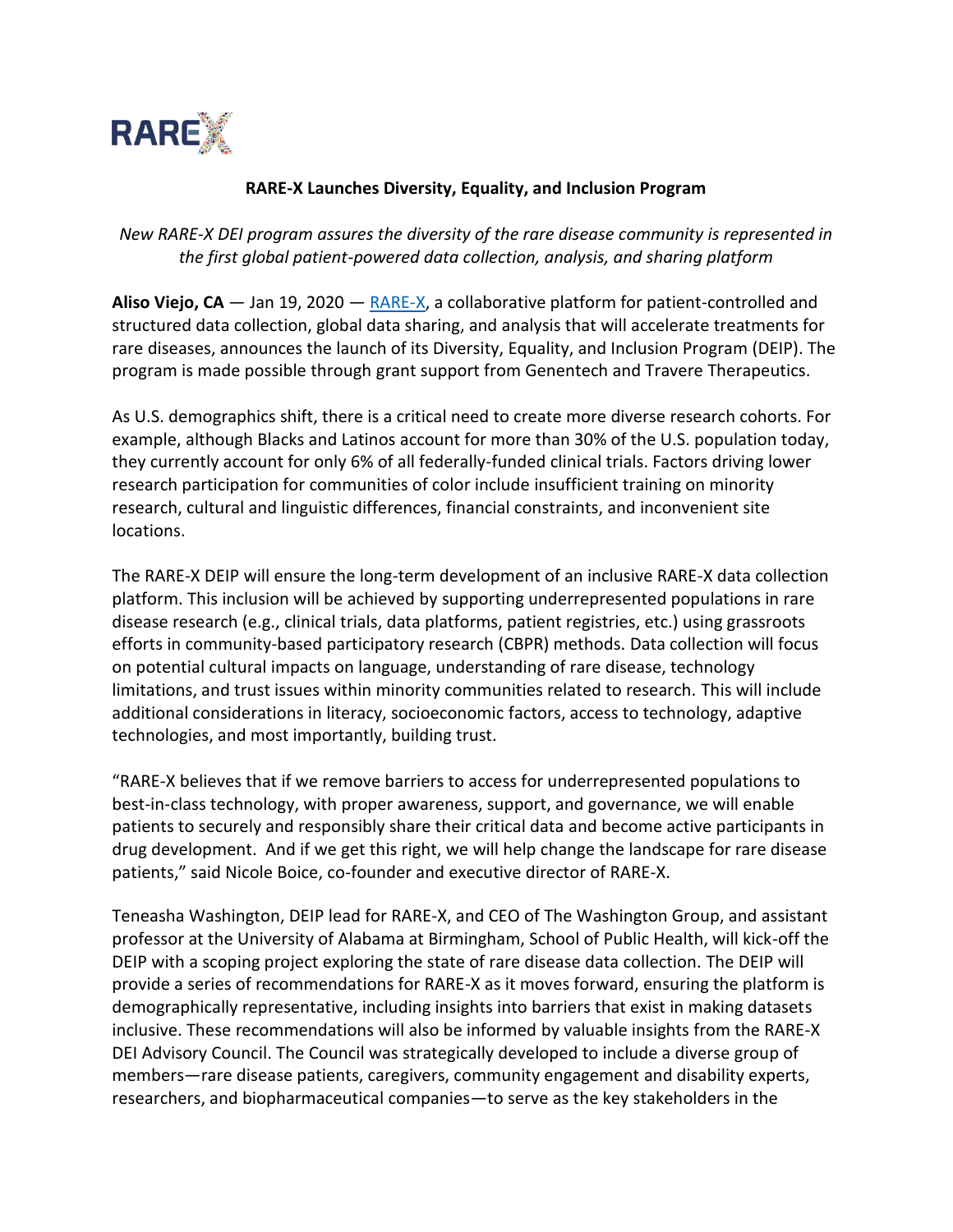**RARE-X Launches Diversity, Equality, and Inclusion Program**

*New RARE-X DEI program assures the diversity of the rare disease community is represented in the first global patient-powered data collection, analysis, and sharing platform*

**Aliso Viejo, CA** — Jan 19, 2020 — RARE-X, a collaborative platform for patient-controlled and structured data collection, global data sharing, and analysis that will accelerate treatments for rare diseases, announces the launch of its Diversity, Equality, and Inclusion Program (DEIP). The program is made possible through grant support from Genentech and Travere Therapeutics.

As U.S. demographics shift, there is a critical need to create more diverse research cohorts. For example, although Blacks and Latinos account for more than 30% of the U.S. population today, they currently account for only 6% of all federally-funded clinical trials. Factors driving lower research participation for communities of color include insufficient training on minority research, cultural and linguistic differences, financial constraints, and inconvenient site locations.

The RARE-X DEIP will ensure the long-term development of an inclusive RARE-X data collection platform. This inclusion will be achieved by supporting underrepresented populations in rare disease research (e.g., clinical trials, data platforms, patient registries, etc.) using grassroots efforts in community-based participatory research (CBPR) methods. Data collection will focus on potential cultural impacts on language, understanding of rare disease, technology limitations, and trust issues within minority communities related to research. This will include additional considerations in literacy, socioeconomic factors, access to technology, adaptive technologies, and most importantly, building trust.

"RARE-X believes that if we remove barriers to access for underrepresented populations to best-in-class technology, with proper awareness, support, and governance, we will enable patients to securely and responsibly share their critical data and become active participants in drug development. And if we get this right, we will help change the landscape for rare disease patients," said Nicole Boice, co-founder and executive director of RARE-X.

Teneasha Washington, DEIP lead for RARE-X, and CEO of The Washington Group, and assistant professor at the University of Alabama at Birmingham, School of Public Health, will kick-off the DEIP with a scoping project exploring the state of rare disease data collection. The DEIP will provide a series of recommendations for RARE-X as it moves forward, ensuring the platform is demographically representative, including insights into barriers that exist in making datasets inclusive. These recommendations will also be informed by valuable insights from the RARE-X DEI Advisory Council. The Council was strategically developed to include a diverse group of members—rare disease patients, caregivers, community engagement and disability experts, researchers, and biopharmaceutical companies—to serve as the key stakeholders in the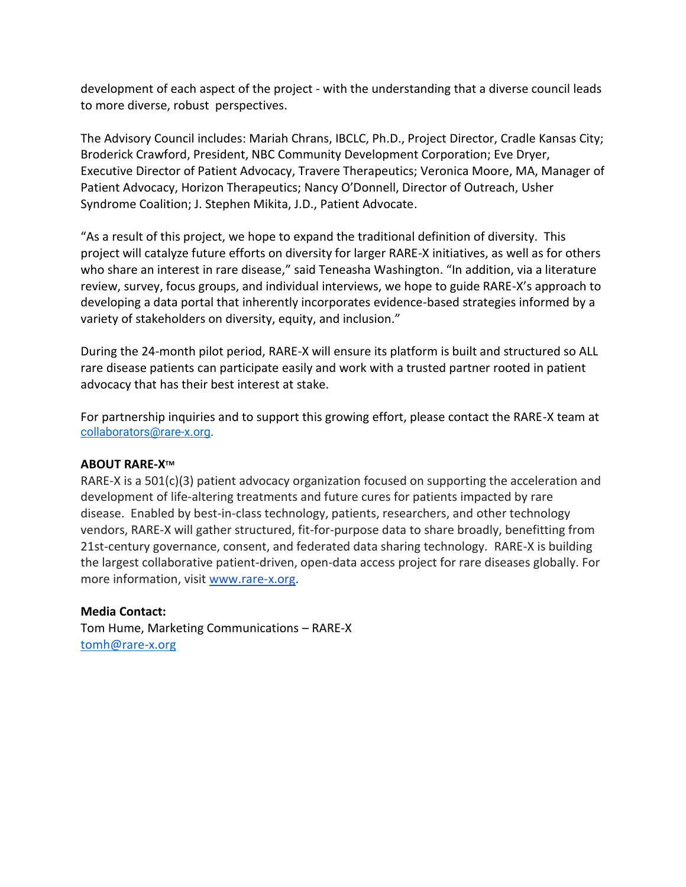development of each aspect of the project - with the understanding that a diverse council leads to more diverse, robust perspectives.

The Advisory Council includes: Mariah Chrans, IBCLC, Ph.D., Project Director, Cradle Kansas City; Broderick Crawford, President, NBC Community Development Corporation; Eve Dryer, Executive Director of Patient Advocacy, Travere Therapeutics; Veronica Moore, MA, Manager of Patient Advocacy, Horizon Therapeutics; Nancy O'Donnell, Director of Outreach, Usher Syndrome Coalition; J. Stephen Mikita, J.D., Patient Advocate.

"As a result of this project, we hope to expand the traditional definition of diversity. This project will catalyze future efforts on diversity for larger RARE-X initiatives, as well as for others who share an interest in rare disease," said Teneasha Washington. "In addition, via a literature review, survey, focus groups, and individual interviews, we hope to guide RARE-X's approach to developing a data portal that inherently incorporates evidence-based strategies informed by a variety of stakeholders on diversity, equity, and inclusion."

During the 24-month pilot period, RARE-X will ensure its platform is built and structured so ALL rare disease patients can participate easily and work with a trusted partner rooted in patient advocacy that has their best interest at stake.

For partnership inquiries and to support this growing effort, please contact the RARE-X team at collaborators@rare-x.org.

**ABOUT RARE-X™**

RARE-X is a 501(c)(3) patient advocacy organization focused on supporting the acceleration and development of life-altering treatments and future cures for patients impacted by rare disease. Enabled by best-in-class technology, patients, researchers, and other technology vendors, RARE-X will gather structured, fit-for-purpose data to share broadly, benefitting from 21st-century governance, consent, and federated data sharing technology. RARE-X is building the largest collaborative patient-driven, open-data access project for rare diseases globally. For more information, visit www.rare-x.org.

**Media Contact:**

Tom Hume, Marketing Communications – RARE-X
tomh@rare-x.org